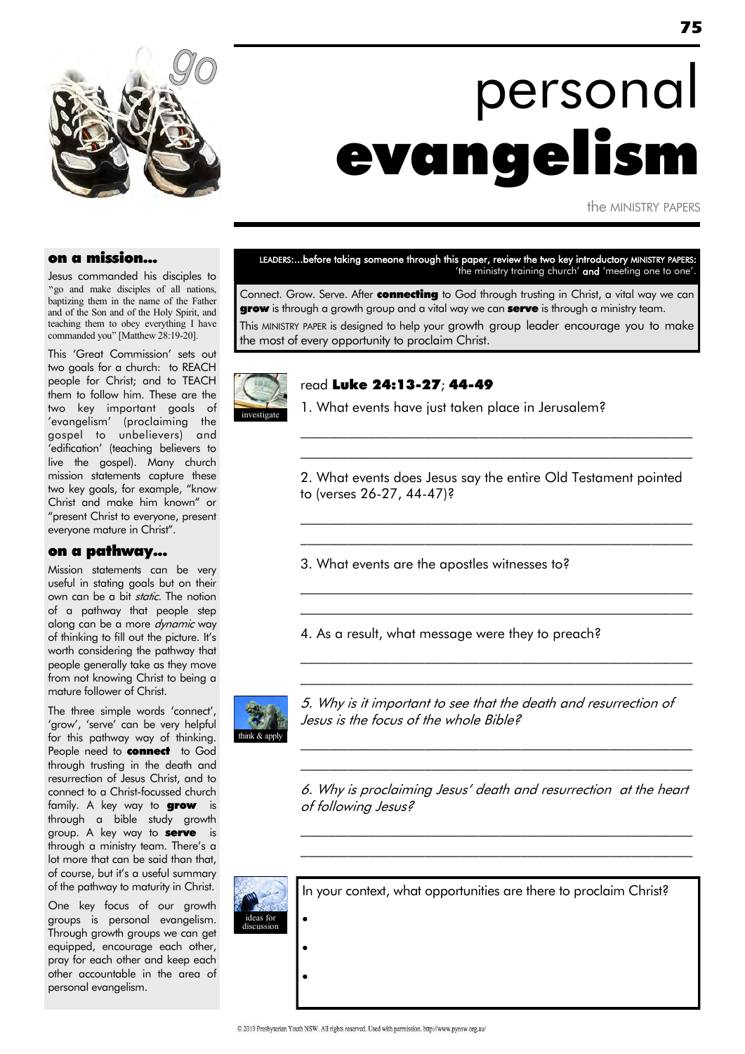# personal **evangelism**

the MINISTRY PAPERS

## on a mission...

Jesus commanded his disciples to "go and make disciples of all nations, baptizing them in the name of the Father and of the Son and of the Holy Spirit, and teaching them to obey everything I have commanded you" [Matthew 28:19-20].

This 'Great Commission' sets out two goals for a church: to REACH people for Christ; and to TEACH them to follow him. These are the two key important goals of 'evangelism' (proclaiming the gospel to unbelievers) and 'edification' (teaching believers to live the gospel). Many church mission statements capture these two key goals, for example, "know Christ and make him known" or "present Christ to everyone, present everyone mature in Christ".

## on a pathway...

Mission statements can be very useful in stating goals but on their own can be a bit *static*. The notion of a pathway that people step along can be a more *dynamic* way of thinking to fill out the picture. It's worth considering the pathway that people generally take as they move from not knowing Christ to being a mature follower of Christ.

The three simple words 'connect', 'grow', 'serve' can be very helpful for this pathway way of thinking. People need to **connect** to God through trusting in the death and resurrection of Jesus Christ, and to connect to a Christ-focussed church family. A key way to **grow** is through a bible study growth group. A key way to **serve** is through a ministry team. There's a lot more that can be said than that, of course, but it's a useful summary of the pathway to maturity in Christ.

One key focus of our growth groups is personal evangelism. Through growth groups we can get equipped, encourage each other, pray for each other and keep each other accountable in the area of personal evangelism.

**LEADERS:...before taking someone through this paper, review the two key introductory MINISTRY PAPERS: 'the ministry training church' and 'meeting one to one'.**

Connect. Grow. Serve. After **connecting** to God through trusting in Christ, a vital way we can **grow** is through a growth group and a vital way we can **serve** is through a ministry team.

This MINISTRY PAPER is designed to help your growth group leader encourage you to make the most of every opportunity to proclaim Christ.

investigate

### read **Luke 24:13-27**; **44-49**

1. What events have just taken place in Jerusalem?

______________________________________________________

______________________________________________________

2. What events does Jesus say the entire Old Testament pointed to (verses 26-27, 44-47)?

______________________________________________________

______________________________________________________

3. What events are the apostles witnesses to?

______________________________________________________

______________________________________________________

4. As a result, what message were they to preach?

______________________________________________________

______________________________________________________

think & apply

*5. Why is it important to see that the death and resurrection of Jesus is the focus of the whole Bible?*

______________________________________________________

______________________________________________________

*6. Why is proclaiming Jesus' death and resurrection at the heart of following Jesus?*

______________________________________________________

______________________________________________________

ideas for discussion

In your context, what opportunities are there to proclaim Christ?

- 
- 
- 

© 2019 Presbyterian Youth NSW. All rights reserved. Used with permission. http://www.pynsw.org.au/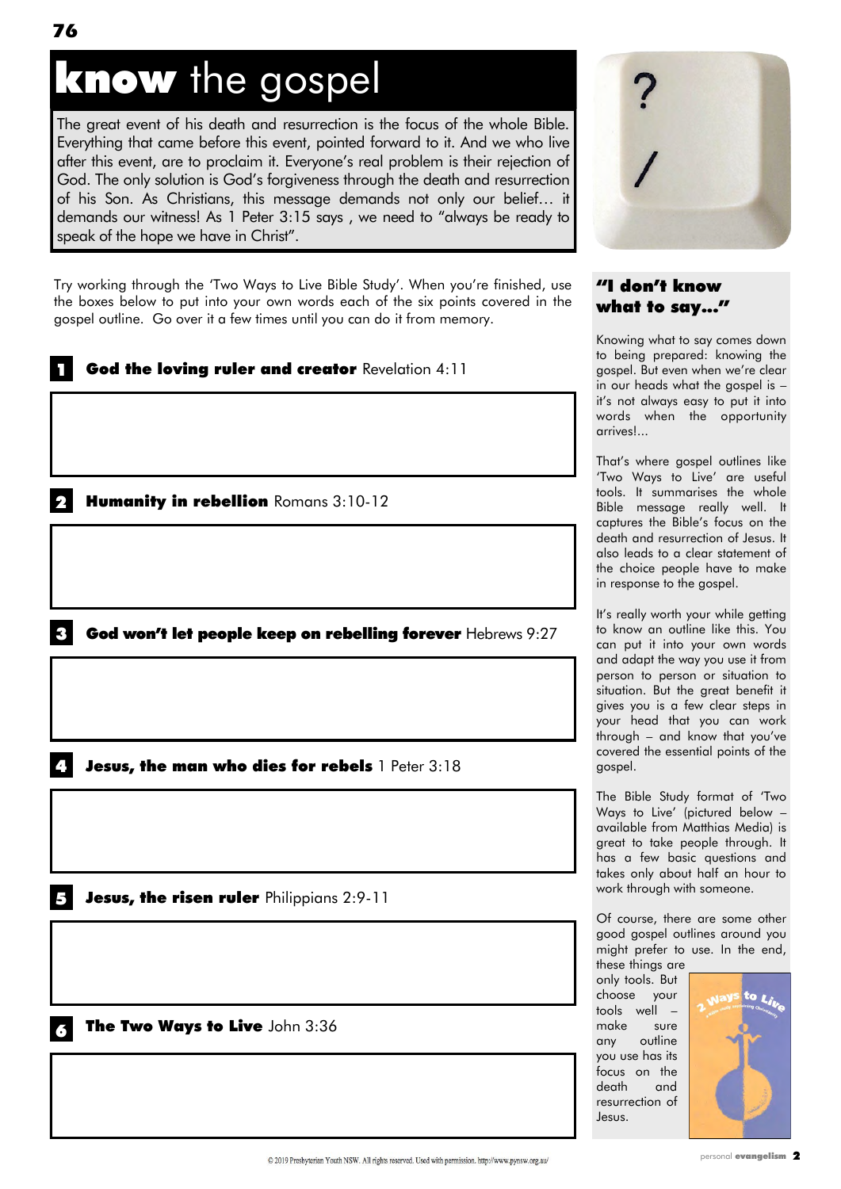# **know** the gospel

The great event of his death and resurrection is the focus of the whole Bible. Everything that came before this event, pointed forward to it. And we who live after this event, are to proclaim it. Everyone's real problem is their rejection of God. The only solution is God's forgiveness through the death and resurrection of his Son. As Christians, this message demands not only our belief… it demands our witness! As 1 Peter 3:15 says , we need to "always be ready to speak of the hope we have in Christ".

Try working through the 'Two Ways to Live Bible Study'. When you're finished, use the boxes below to put into your own words each of the six points covered in the gospel outline. Go over it a few times until you can do it from memory.

**1 God the loving ruler and creator** Revelation 4:11

**2 Humanity in rebellion** Romans 3:10-12

**3 God won't let people keep on rebelling forever** Hebrews 9:27

**4 Jesus, the man who dies for rebels** 1 Peter 3:18

**5 Jesus, the risen ruler** Philippians 2:9-11

**6 The Two Ways to Live** John 3:36

## "I don't know what to say…"

Knowing what to say comes down to being prepared: knowing the gospel. But even when we're clear in our heads what the gospel is – it's not always easy to put it into words when the opportunity arrives!…

That's where gospel outlines like 'Two Ways to Live' are useful tools. It summarises the whole Bible message really well. It captures the Bible's focus on the death and resurrection of Jesus. It also leads to a clear statement of the choice people have to make in response to the gospel.

It's really worth your while getting to know an outline like this. You can put it into your own words and adapt the way you use it from person to person or situation to situation. But the great benefit it gives you is a few clear steps in your head that you can work through – and know that you've covered the essential points of the gospel.

The Bible Study format of 'Two Ways to Live' (pictured below – available from Matthias Media) is great to take people through. It has a few basic questions and takes only about half an hour to work through with someone.

Of course, there are some other good gospel outlines around you might prefer to use. In the end, these things are only tools. But choose your tools well – make sure any outline you use has its focus on the death and resurrection of Jesus.

© 2019 Presbyterian Youth NSW. All rights reserved. Used with permission. http://www.pynsw.org.au/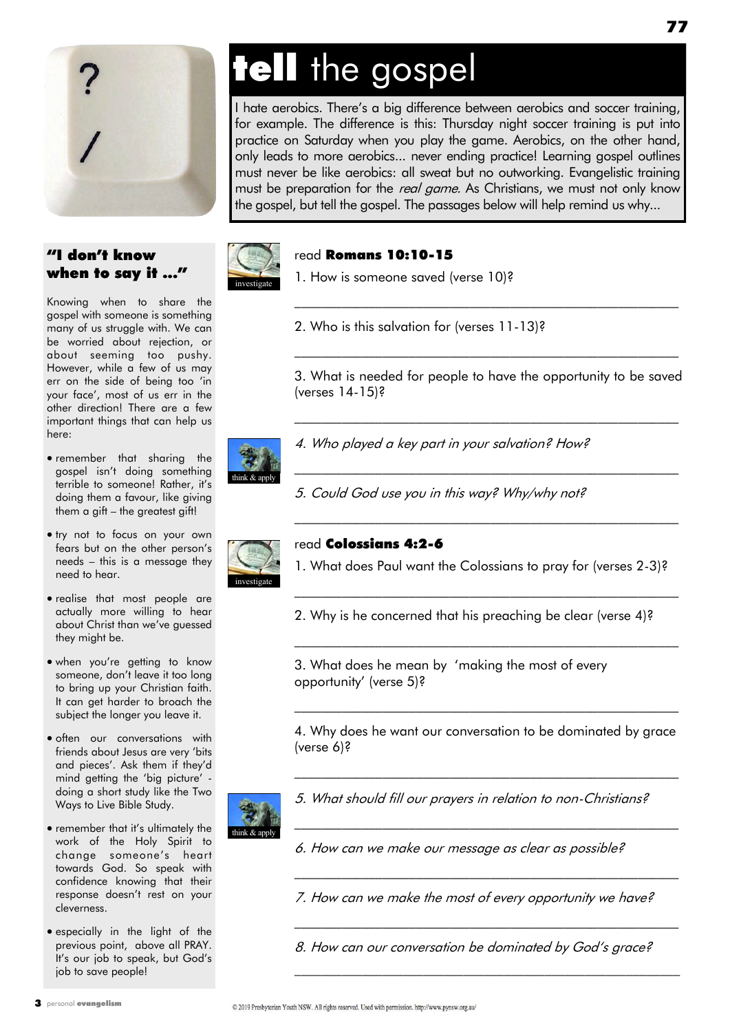# **tell** the gospel

I hate aerobics. There's a big difference between aerobics and soccer training, for example. The difference is this: Thursday night soccer training is put into practice on Saturday when you play the game. Aerobics, on the other hand, only leads to more aerobics... never ending practice! Learning gospel outlines must never be like aerobics: all sweat but no outworking. Evangelistic training must be preparation for the *real game*. As Christians, we must not only know the gospel, but tell the gospel. The passages below will help remind us why...

### "I don't know when to say it ..."

Knowing when to share the gospel with someone is something many of us struggle with. We can be worried about rejection, or about seeming too pushy. However, while a few of us may err on the side of being too 'in your face', most of us err in the other direction! There are a few important things that can help us here:

- remember that sharing the gospel isn't doing something terrible to someone! Rather, it's doing them a favour, like giving them a gift – the greatest gift!
- try not to focus on your own fears but on the other person's needs – this is a message they need to hear.
- realise that most people are actually more willing to hear about Christ than we've guessed they might be.
- when you're getting to know someone, don't leave it too long to bring up your Christian faith. It can get harder to broach the subject the longer you leave it.
- often our conversations with friends about Jesus are very 'bits and pieces'. Ask them if they'd mind getting the 'big picture' - doing a short study like the Two Ways to Live Bible Study.
- remember that it's ultimately the work of the Holy Spirit to change someone's heart towards God. So speak with confidence knowing that their response doesn't rest on your cleverness.
- especially in the light of the previous point, above all PRAY. It's our job to speak, but God's job to save people!

investigate

read **Romans 10:10-15**

1. How is someone saved (verse 10)?

_______________________________________________

2. Who is this salvation for (verses 11-13)?

_______________________________________________

3. What is needed for people to have the opportunity to be saved (verses 14-15)?

_______________________________________________

think & apply

*4. Who played a key part in your salvation? How?*

_______________________________________________

*5. Could God use you in this way? Why/why not?*

_______________________________________________

investigate

read **Colossians 4:2-6**

1. What does Paul want the Colossians to pray for (verses 2-3)?

_______________________________________________

2. Why is he concerned that his preaching be clear (verse 4)?

_______________________________________________

3. What does he mean by 'making the most of every opportunity' (verse 5)?

_______________________________________________

4. Why does he want our conversation to be dominated by grace (verse 6)?

_______________________________________________

think & apply

*5. What should fill our prayers in relation to non-Christians?*

_______________________________________________

*6. How can we make our message as clear as possible?*

_______________________________________________

*7. How can we make the most of every opportunity we have?*

_______________________________________________

*8. How can our conversation be dominated by God's grace?*

_______________________________________________

© 2019 Presbyterian Youth NSW. All rights reserved. Used with permission. http://www.pynsw.org.au/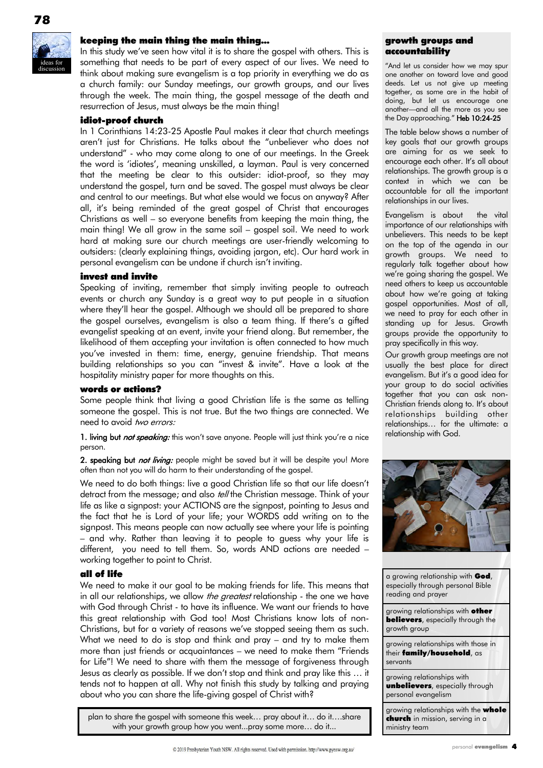## keeping the main thing the main thing...

In this study we've seen how vital it is to share the gospel with others. This is something that needs to be part of every aspect of our lives. We need to think about making sure evangelism is a top priority in everything we do as a church family: our Sunday meetings, our growth groups, and our lives through the week. The main thing, the gospel message of the death and resurrection of Jesus, must always be the main thing!

### idiot-proof church

In 1 Corinthians 14:23-25 Apostle Paul makes it clear that church meetings aren't just for Christians. He talks about the "unbeliever who does not understand" - who may come along to one of our meetings. In the Greek the word is 'idiotes', meaning unskilled, a layman. Paul is very concerned that the meeting be clear to this outsider: idiot-proof, so they may understand the gospel, turn and be saved. The gospel must always be clear and central to our meetings. But what else would we focus on anyway? After all, it's being reminded of the great gospel of Christ that encourages Christians as well – so everyone benefits from keeping the main thing, the main thing! We all grow in the same soil – gospel soil. We need to work hard at making sure our church meetings are user-friendly welcoming to outsiders: (clearly explaining things, avoiding jargon, etc). Our hard work in personal evangelism can be undone if church isn't inviting.

### invest and invite

Speaking of inviting, remember that simply inviting people to outreach events or church any Sunday is a great way to put people in a situation where they'll hear the gospel. Although we should all be prepared to share the gospel ourselves, evangelism is also a team thing. If there's a gifted evangelist speaking at an event, invite your friend along. But remember, the likelihood of them accepting your invitation is often connected to how much you've invested in them: time, energy, genuine friendship. That means building relationships so you can "invest & invite". Have a look at the hospitality ministry paper for more thoughts on this.

### words or actions?

Some people think that living a good Christian life is the same as telling someone the gospel. This is not true. But the two things are connected. We need to avoid *two errors:*

1. **living but *not speaking:*** this won't save anyone. People will just think you're a nice person.

2. **speaking but *not living:*** people might be saved but it will be despite you! More often than not you will do harm to their understanding of the gospel.

We need to do both things: live a good Christian life so that our life doesn't detract from the message; and also *tell* the Christian message. Think of your life as like a signpost: your ACTIONS are the signpost, pointing to Jesus and the fact that he is Lord of your life; your WORDS add writing on to the signpost. This means people can now actually see where your life is pointing – and why. Rather than leaving it to people to guess why your life is different, you need to tell them. So, words AND actions are needed – working together to point to Christ.

### all of life

We need to make it our goal to be making friends for life. This means that in all our relationships, we allow *the greatest* relationship - the one we have with God through Christ - to have its influence. We want our friends to have this great relationship with God too! Most Christians know lots of non-Christians, but for a variety of reasons we've stopped seeing them as such. What we need to do is stop and think and pray – and try to make them more than just friends or acquaintances – we need to make them "Friends for Life"! We need to share with them the message of forgiveness through Jesus as clearly as possible. If we don't stop and think and pray like this … it tends not to happen at all. Why not finish this study by talking and praying about who you can share the life-giving gospel of Christ with?

plan to share the gospel with someone this week… pray about it… do it….share with your growth group how you went...pray some more… do it...

## growth groups and accountability

"And let us consider how we may spur one another on toward love and good deeds. Let us not give up meeting together, as some are in the habit of doing, but let us encourage one another—and all the more as you see the Day approaching." **Heb 10:24-25**

The table below shows a number of key goals that our growth groups are aiming for as we seek to encourage each other. It's all about relationships. The growth group is a context in which we can be accountable for all the important relationships in our lives.

Evangelism is about the vital importance of our relationships with unbelievers. This needs to be kept on the top of the agenda in our growth groups. We need to regularly talk together about how we're going sharing the gospel. We need others to keep us accountable about how we're going at taking gospel opportunities. Most of all, we need to pray for each other in standing up for Jesus. Growth groups provide the opportunity to pray specifically in this way.

Our growth group meetings are not usually the best place for direct evangelism. But it's a good idea for your group to do social activities together that you can ask non-Christian friends along to. It's about relationships building other relationships… for the ultimate: a relationship with God.

| |
|---|
| a growing relationship with **God**, especially through personal Bible reading and prayer |
| growing relationships with **other believers**, especially through the growth group |
| growing relationships with those in their **family/household**, as servants |
| growing relationships with **unbelievers**, especially through personal evangelism |
| growing relationships with the **whole church** in mission, serving in a ministry team |

© 2019 Presbyterian Youth NSW. All rights reserved. Used with permission. http://www.pynsw.org.au/